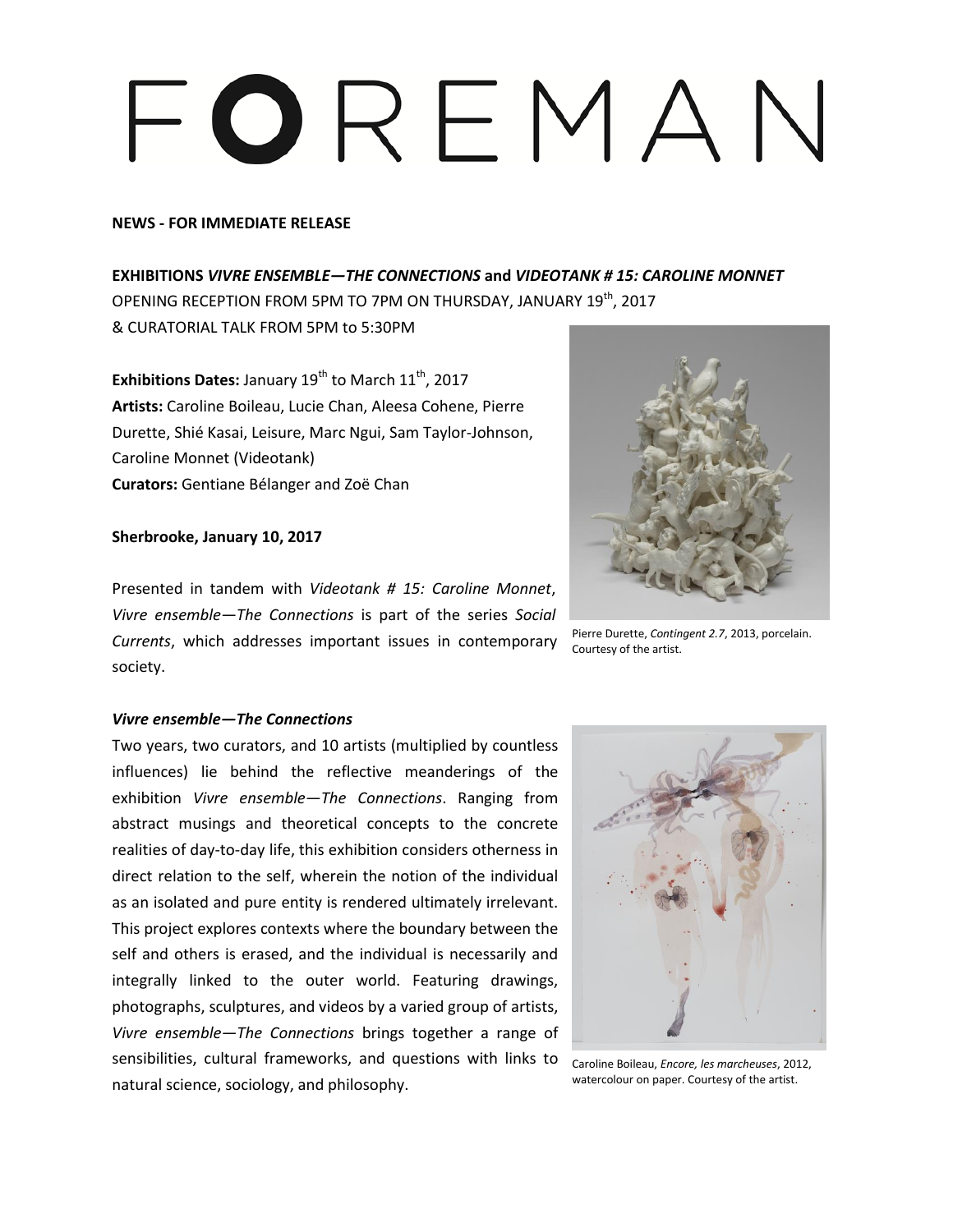# FOREMAN

**NEWS - FOR IMMEDIATE RELEASE**

**EXHIBITIONS *VIVRE ENSEMBLE—THE CONNECTIONS* and *VIDEOTANK # 15: CAROLINE MONNET***
OPENING RECEPTION FROM 5PM TO 7PM ON THURSDAY, JANUARY 19th, 2017
& CURATORIAL TALK FROM 5PM to 5:30PM

**Exhibitions Dates:** January 19th to March 11th, 2017
**Artists:** Caroline Boileau, Lucie Chan, Aleesa Cohene, Pierre Durette, Shié Kasai, Leisure, Marc Ngui, Sam Taylor-Johnson, Caroline Monnet (Videotank)
**Curators:** Gentiane Bélanger and Zoë Chan

**Sherbrooke, January 10, 2017**

Presented in tandem with *Videotank # 15: Caroline Monnet*, *Vivre ensemble—The Connections* is part of the series *Social Currents*, which addresses important issues in contemporary society.

Pierre Durette, *Contingent 2.7*, 2013, porcelain. Courtesy of the artist.

***Vivre ensemble—The Connections***

Two years, two curators, and 10 artists (multiplied by countless influences) lie behind the reflective meanderings of the exhibition *Vivre ensemble—The Connections*. Ranging from abstract musings and theoretical concepts to the concrete realities of day-to-day life, this exhibition considers otherness in direct relation to the self, wherein the notion of the individual as an isolated and pure entity is rendered ultimately irrelevant. This project explores contexts where the boundary between the self and others is erased, and the individual is necessarily and integrally linked to the outer world. Featuring drawings, photographs, sculptures, and videos by a varied group of artists, *Vivre ensemble—The Connections* brings together a range of sensibilities, cultural frameworks, and questions with links to natural science, sociology, and philosophy.

Caroline Boileau, *Encore, les marcheuses*, 2012, watercolour on paper. Courtesy of the artist.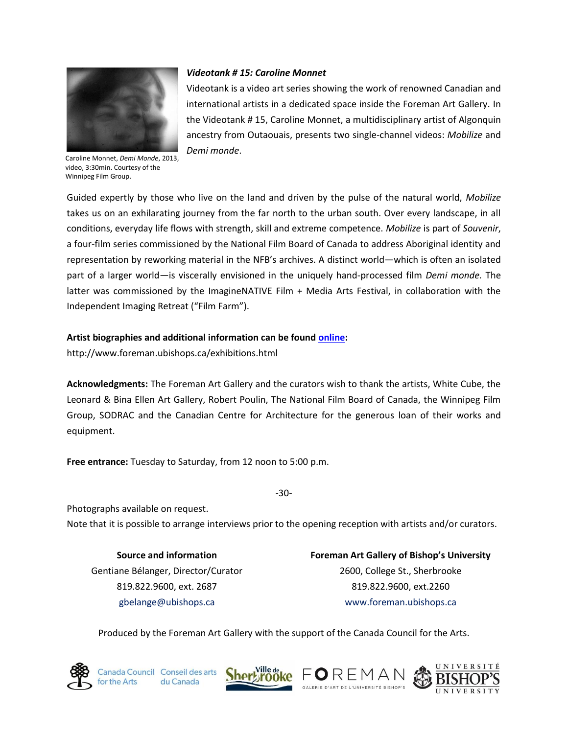### *Videotank # 15: Caroline Monnet*

Videotank is a video art series showing the work of renowned Canadian and international artists in a dedicated space inside the Foreman Art Gallery. In the Videotank # 15, Caroline Monnet, a multidisciplinary artist of Algonquin ancestry from Outaouais, presents two single-channel videos: *Mobilize* and *Demi monde*.

Caroline Monnet, *Demi Monde*, 2013, video, 3:30min. Courtesy of the Winnipeg Film Group.

Guided expertly by those who live on the land and driven by the pulse of the natural world, *Mobilize* takes us on an exhilarating journey from the far north to the urban south. Over every landscape, in all conditions, everyday life flows with strength, skill and extreme competence. *Mobilize* is part of *Souvenir*, a four-film series commissioned by the National Film Board of Canada to address Aboriginal identity and representation by reworking material in the NFB's archives. A distinct world—which is often an isolated part of a larger world—is viscerally envisioned in the uniquely hand-processed film *Demi monde.* The latter was commissioned by the ImagineNATIVE Film + Media Arts Festival, in collaboration with the Independent Imaging Retreat ("Film Farm").

**Artist biographies and additional information can be found [online](http://www.foreman.ubishops.ca/exhibitions.html):**
http://www.foreman.ubishops.ca/exhibitions.html

**Acknowledgments:** The Foreman Art Gallery and the curators wish to thank the artists, White Cube, the Leonard & Bina Ellen Art Gallery, Robert Poulin, The National Film Board of Canada, the Winnipeg Film Group, SODRAC and the Canadian Centre for Architecture for the generous loan of their works and equipment.

**Free entrance:** Tuesday to Saturday, from 12 noon to 5:00 p.m.

-30-

Photographs available on request.
Note that it is possible to arrange interviews prior to the opening reception with artists and/or curators.

**Source and information**
Gentiane Bélanger, Director/Curator
819.822.9600, ext. 2687
gbelange@ubishops.ca

**Foreman Art Gallery of Bishop's University**
2600, College St., Sherbrooke
819.822.9600, ext.2260
www.foreman.ubishops.ca

Produced by the Foreman Art Gallery with the support of the Canada Council for the Arts.

Canada Council for the Arts / Conseil des arts du Canada — Ville de Sherbrooke — FOREMAN Galerie d'art de l'Université Bishop's — Université Bishop's University